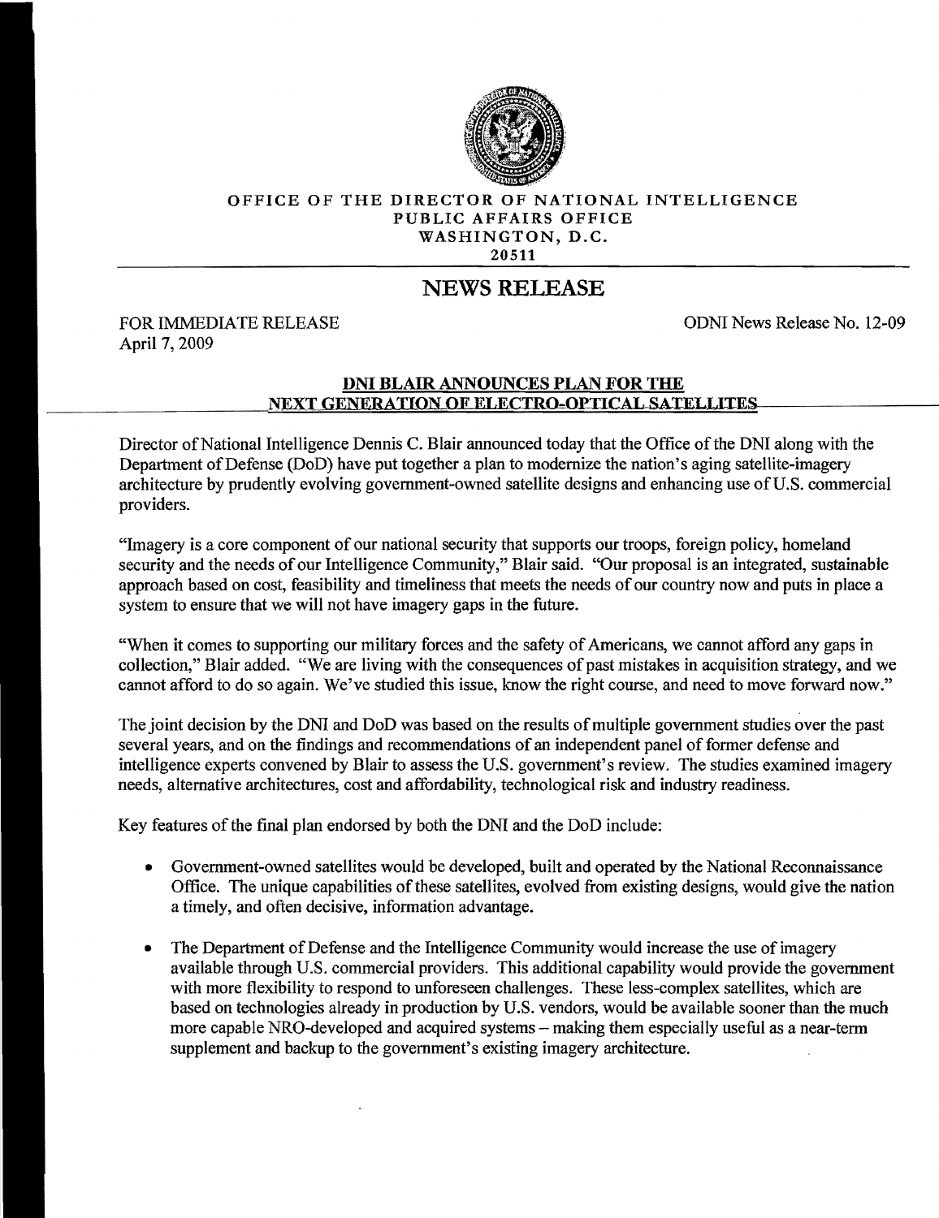OFFICE OF THE DIRECTOR OF NATIONAL INTELLIGENCE
PUBLIC AFFAIRS OFFICE
WASHINGTON, D.C.
20511

# NEWS RELEASE

FOR IMMEDIATE RELEASE
April 7, 2009

ODNI News Release No. 12-09

## DNI BLAIR ANNOUNCES PLAN FOR THE NEXT GENERATION OF ELECTRO-OPTICAL SATELLITES

Director of National Intelligence Dennis C. Blair announced today that the Office of the DNI along with the Department of Defense (DoD) have put together a plan to modernize the nation's aging satellite-imagery architecture by prudently evolving government-owned satellite designs and enhancing use of U.S. commercial providers.

"Imagery is a core component of our national security that supports our troops, foreign policy, homeland security and the needs of our Intelligence Community," Blair said. "Our proposal is an integrated, sustainable approach based on cost, feasibility and timeliness that meets the needs of our country now and puts in place a system to ensure that we will not have imagery gaps in the future.

"When it comes to supporting our military forces and the safety of Americans, we cannot afford any gaps in collection," Blair added. "We are living with the consequences of past mistakes in acquisition strategy, and we cannot afford to do so again. We've studied this issue, know the right course, and need to move forward now."

The joint decision by the DNI and DoD was based on the results of multiple government studies over the past several years, and on the findings and recommendations of an independent panel of former defense and intelligence experts convened by Blair to assess the U.S. government's review. The studies examined imagery needs, alternative architectures, cost and affordability, technological risk and industry readiness.

Key features of the final plan endorsed by both the DNI and the DoD include:

- Government-owned satellites would be developed, built and operated by the National Reconnaissance Office. The unique capabilities of these satellites, evolved from existing designs, would give the nation a timely, and often decisive, information advantage.
- The Department of Defense and the Intelligence Community would increase the use of imagery available through U.S. commercial providers. This additional capability would provide the government with more flexibility to respond to unforeseen challenges. These less-complex satellites, which are based on technologies already in production by U.S. vendors, would be available sooner than the much more capable NRO-developed and acquired systems – making them especially useful as a near-term supplement and backup to the government's existing imagery architecture.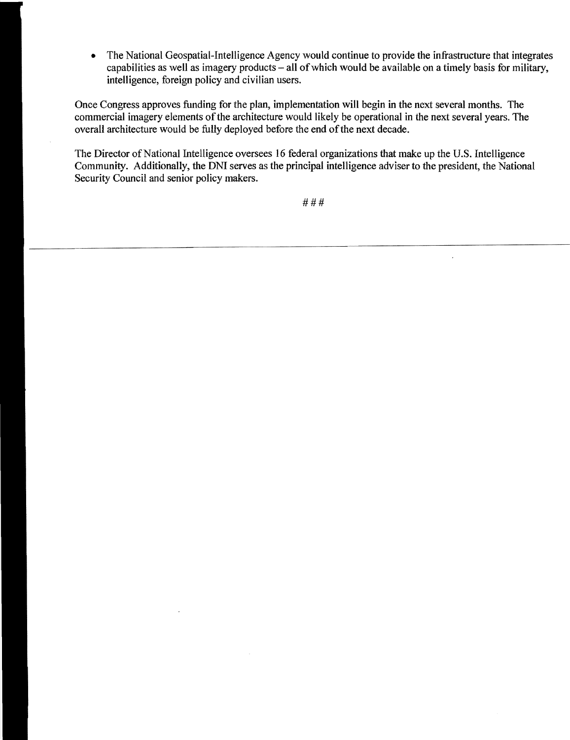- The National Geospatial-Intelligence Agency would continue to provide the infrastructure that integrates capabilities as well as imagery products – all of which would be available on a timely basis for military, intelligence, foreign policy and civilian users.

Once Congress approves funding for the plan, implementation will begin in the next several months. The commercial imagery elements of the architecture would likely be operational in the next several years. The overall architecture would be fully deployed before the end of the next decade.

The Director of National Intelligence oversees 16 federal organizations that make up the U.S. Intelligence Community. Additionally, the DNI serves as the principal intelligence adviser to the president, the National Security Council and senior policy makers.

###